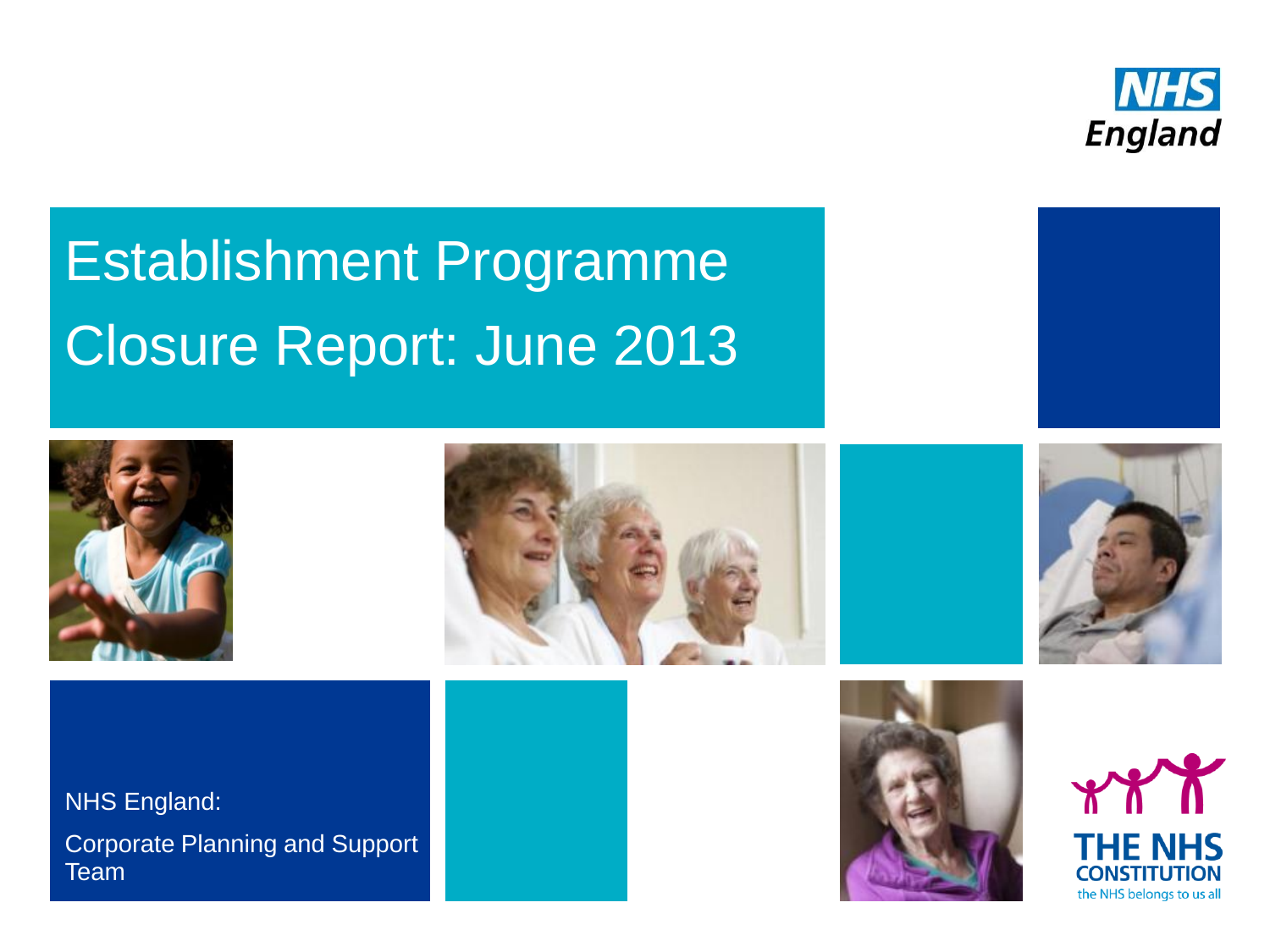NHS England

# Establishment Programme Closure Report: June 2013

NHS England:

Corporate Planning and Support Team

THE NHS CONSTITUTION

the NHS belongs to us all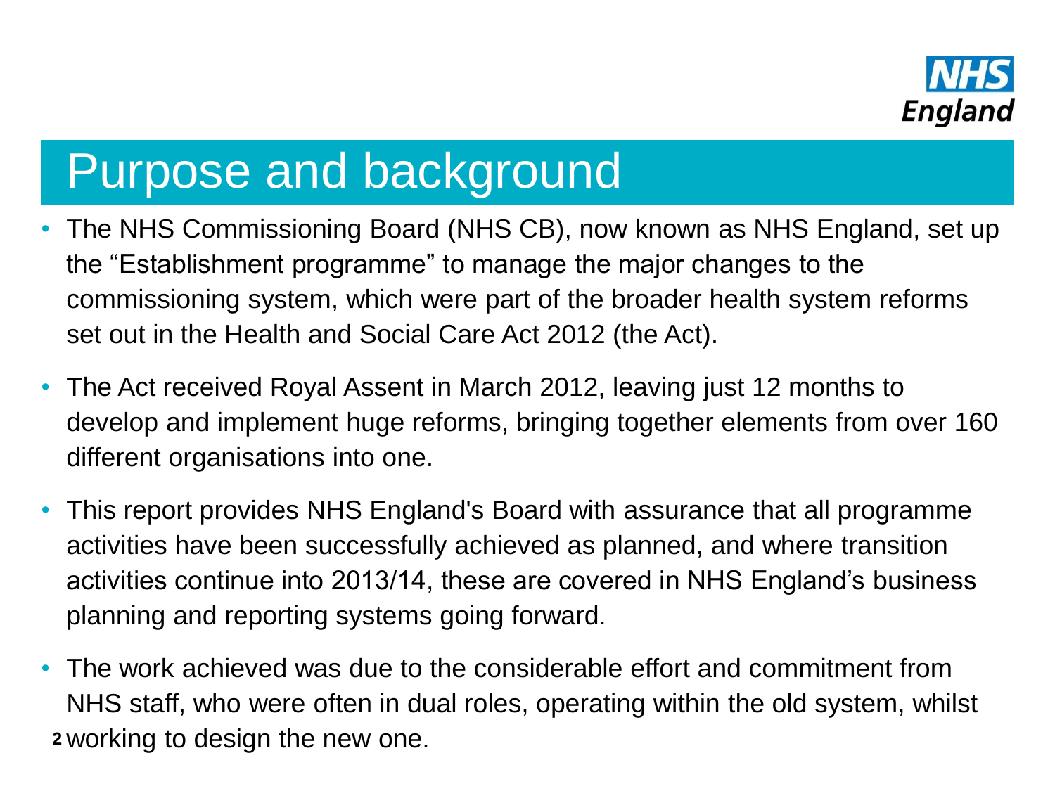# Purpose and background

- The NHS Commissioning Board (NHS CB), now known as NHS England, set up the "Establishment programme" to manage the major changes to the commissioning system, which were part of the broader health system reforms set out in the Health and Social Care Act 2012 (the Act).
- The Act received Royal Assent in March 2012, leaving just 12 months to develop and implement huge reforms, bringing together elements from over 160 different organisations into one.
- This report provides NHS England's Board with assurance that all programme activities have been successfully achieved as planned, and where transition activities continue into 2013/14, these are covered in NHS England's business planning and reporting systems going forward.
- The work achieved was due to the considerable effort and commitment from NHS staff, who were often in dual roles, operating within the old system, whilst working to design the new one.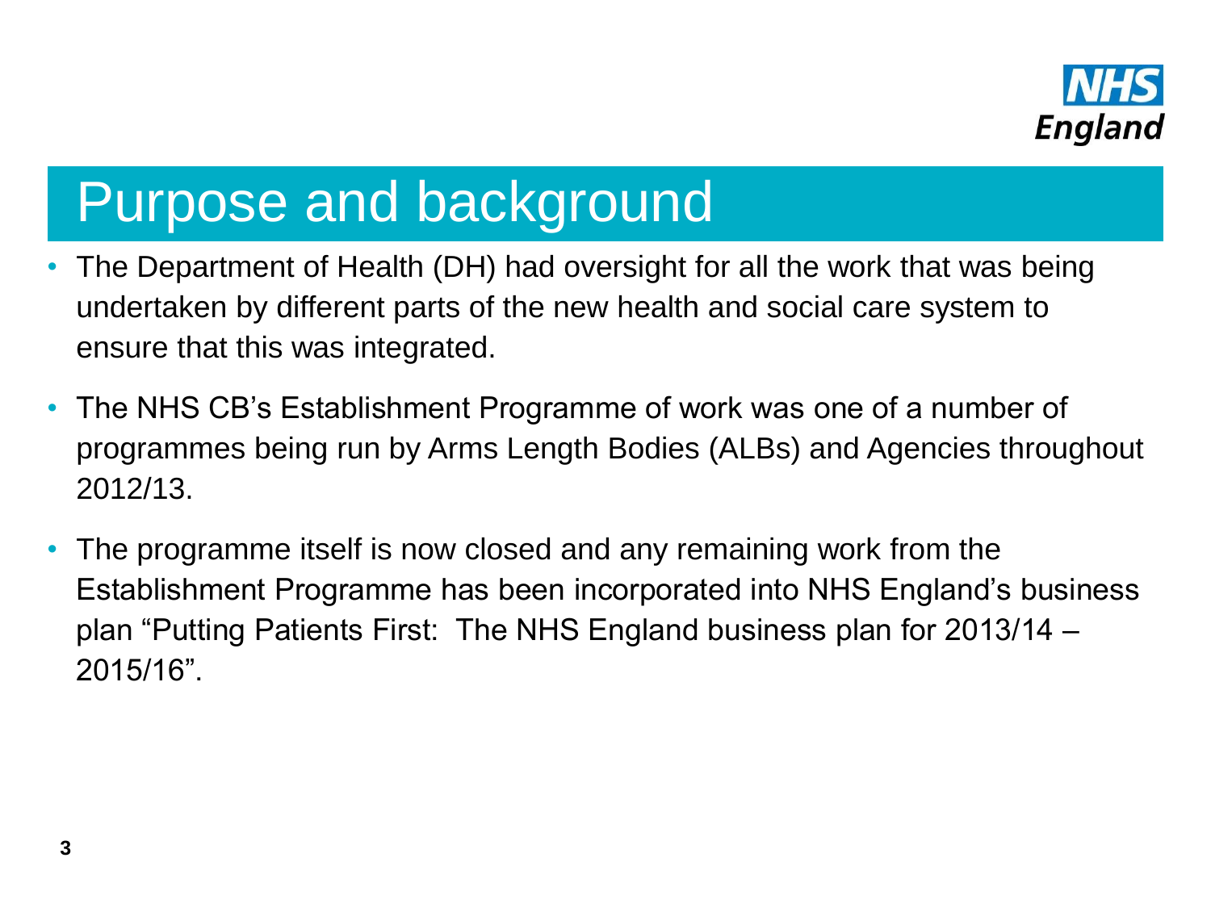# Purpose and background

- The Department of Health (DH) had oversight for all the work that was being undertaken by different parts of the new health and social care system to ensure that this was integrated.
- The NHS CB's Establishment Programme of work was one of a number of programmes being run by Arms Length Bodies (ALBs) and Agencies throughout 2012/13.
- The programme itself is now closed and any remaining work from the Establishment Programme has been incorporated into NHS England's business plan "Putting Patients First: The NHS England business plan for 2013/14 – 2015/16".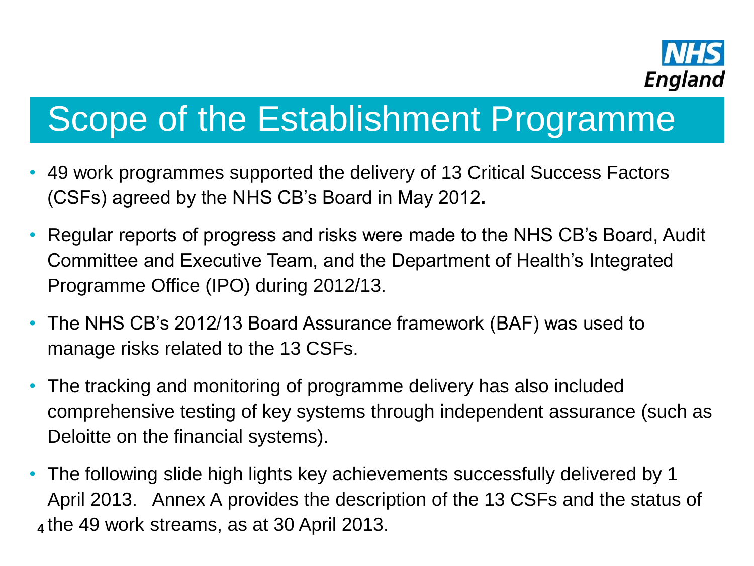# Scope of the Establishment Programme

- 49 work programmes supported the delivery of 13 Critical Success Factors (CSFs) agreed by the NHS CB's Board in May 2012.
- Regular reports of progress and risks were made to the NHS CB's Board, Audit Committee and Executive Team, and the Department of Health's Integrated Programme Office (IPO) during 2012/13.
- The NHS CB's 2012/13 Board Assurance framework (BAF) was used to manage risks related to the 13 CSFs.
- The tracking and monitoring of programme delivery has also included comprehensive testing of key systems through independent assurance (such as Deloitte on the financial systems).
- The following slide high lights key achievements successfully delivered by 1 April 2013. Annex A provides the description of the 13 CSFs and the status of the 49 work streams, as at 30 April 2013.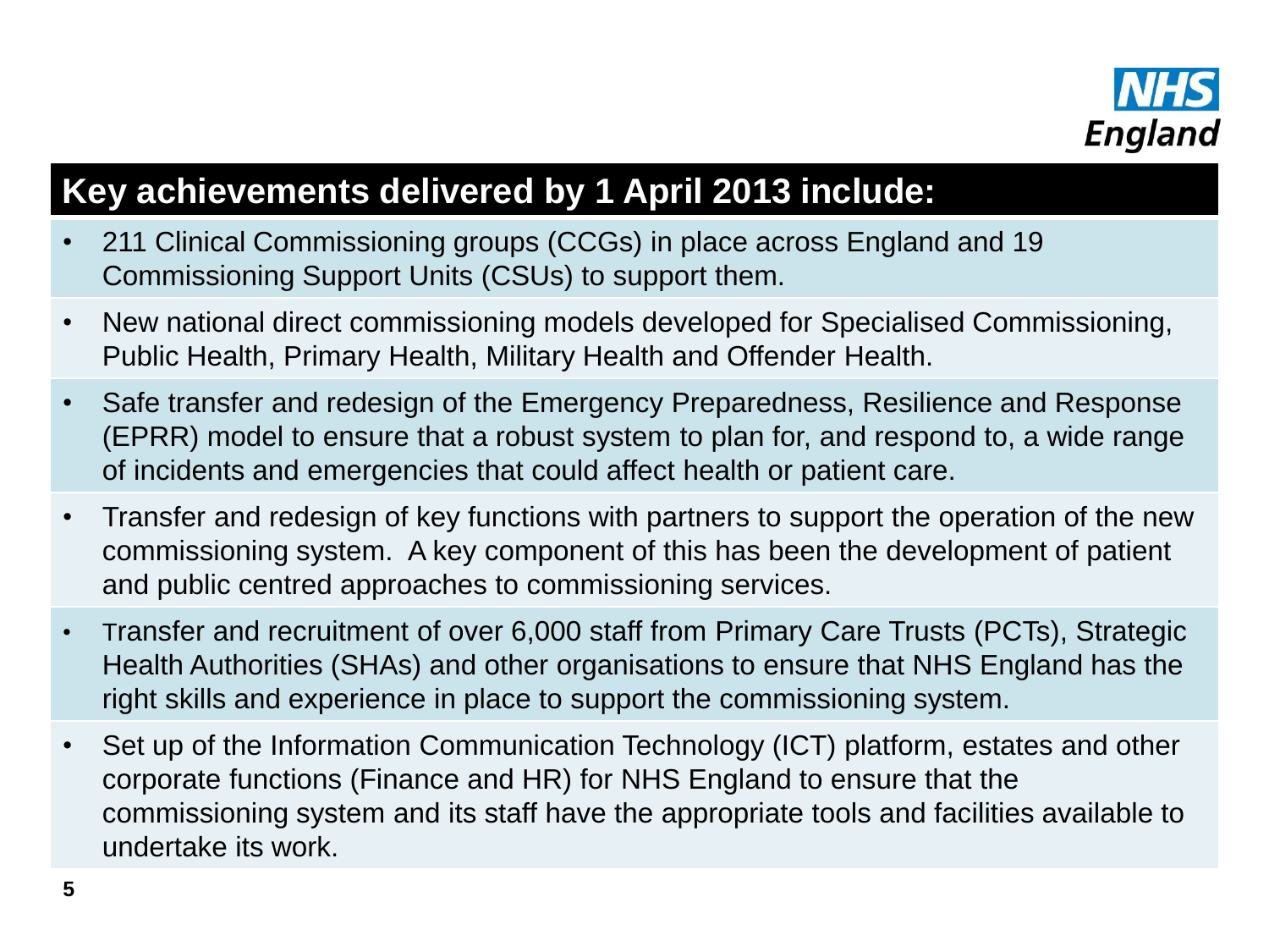## Key achievements delivered by 1 April 2013 include:

- 211 Clinical Commissioning groups (CCGs) in place across England and 19 Commissioning Support Units (CSUs) to support them.
- New national direct commissioning models developed for Specialised Commissioning, Public Health, Primary Health, Military Health and Offender Health.
- Safe transfer and redesign of the Emergency Preparedness, Resilience and Response (EPRR) model to ensure that a robust system to plan for, and respond to, a wide range of incidents and emergencies that could affect health or patient care.
- Transfer and redesign of key functions with partners to support the operation of the new commissioning system. A key component of this has been the development of patient and public centred approaches to commissioning services.
- Transfer and recruitment of over 6,000 staff from Primary Care Trusts (PCTs), Strategic Health Authorities (SHAs) and other organisations to ensure that NHS England has the right skills and experience in place to support the commissioning system.
- Set up of the Information Communication Technology (ICT) platform, estates and other corporate functions (Finance and HR) for NHS England to ensure that the commissioning system and its staff have the appropriate tools and facilities available to undertake its work.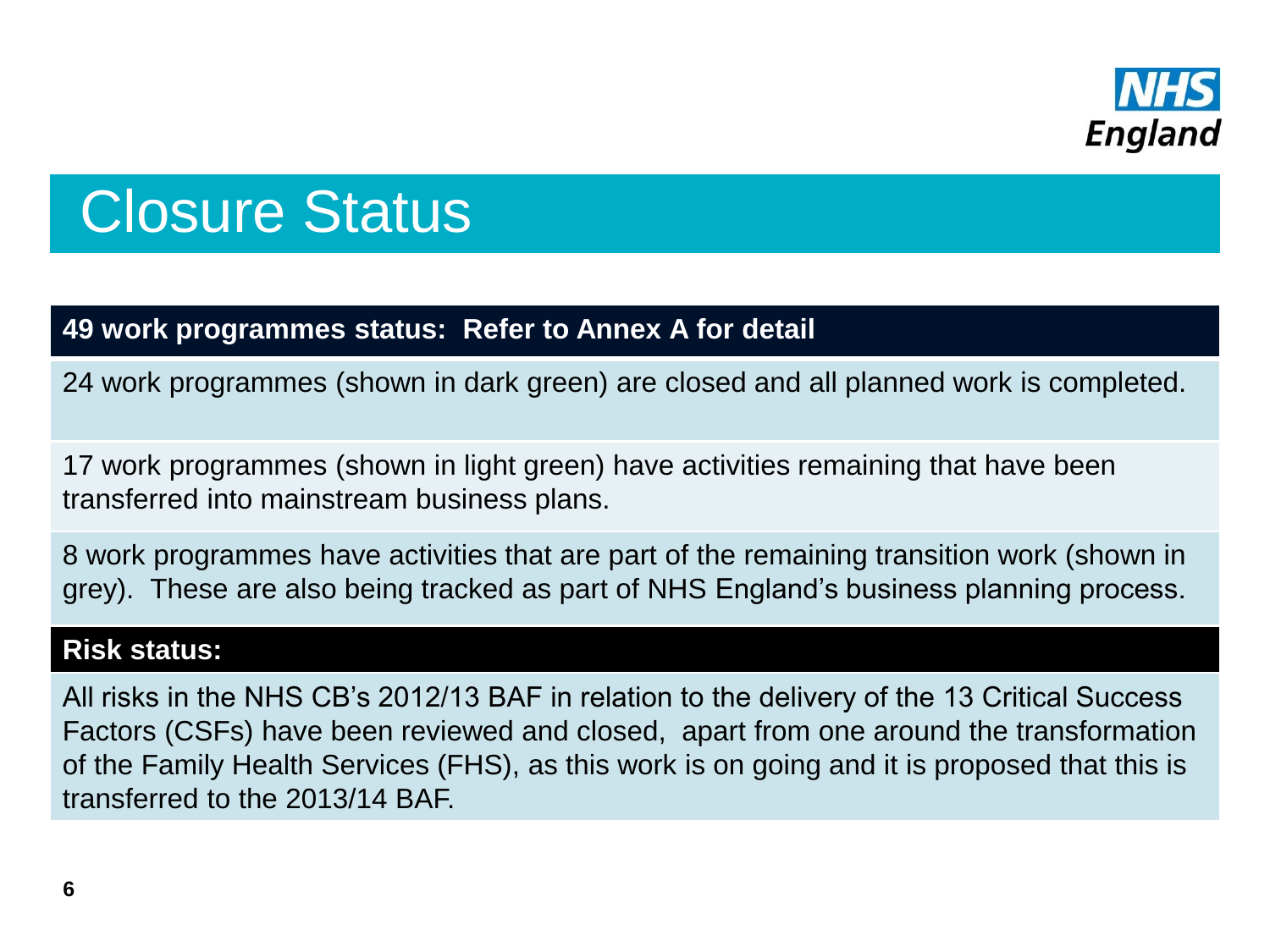# Closure Status

**49 work programmes status: Refer to Annex A for detail**

24 work programmes (shown in dark green) are closed and all planned work is completed.

17 work programmes (shown in light green) have activities remaining that have been transferred into mainstream business plans.

8 work programmes have activities that are part of the remaining transition work (shown in grey). These are also being tracked as part of NHS England's business planning process.

**Risk status:**

All risks in the NHS CB's 2012/13 BAF in relation to the delivery of the 13 Critical Success Factors (CSFs) have been reviewed and closed, apart from one around the transformation of the Family Health Services (FHS), as this work is on going and it is proposed that this is transferred to the 2013/14 BAF.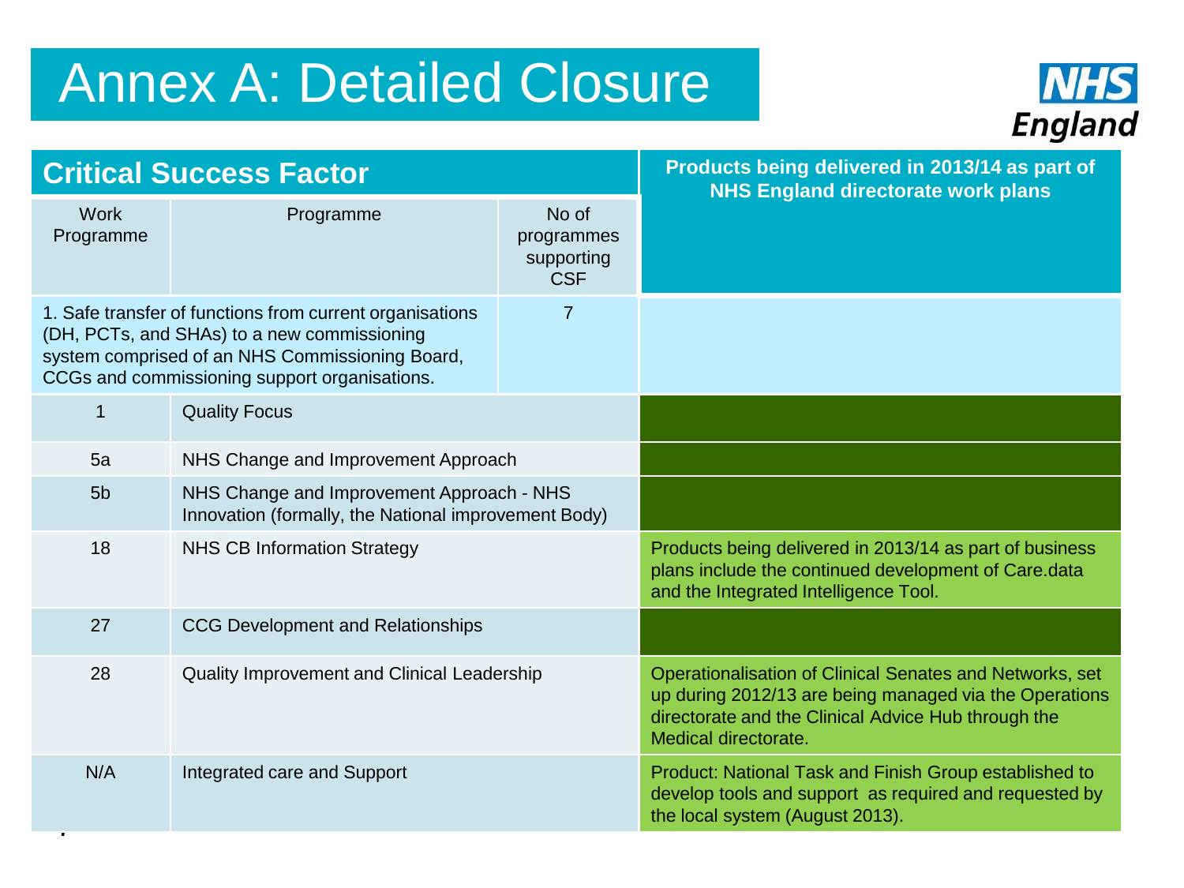# Annex A: Detailed Closure

| Critical Success Factor | | | Products being delivered in 2013/14 as part of NHS England directorate work plans |
|---|---|---|---|
| Work Programme | Programme | No of programmes supporting CSF | |
| 1. Safe transfer of functions from current organisations (DH, PCTs, and SHAs) to a new commissioning system comprised of an NHS Commissioning Board, CCGs and commissioning support organisations. | | 7 | |
| 1 | Quality Focus | | |
| 5a | NHS Change and Improvement Approach | | |
| 5b | NHS Change and Improvement Approach - NHS Innovation (formally, the National improvement Body) | | |
| 18 | NHS CB Information Strategy | | Products being delivered in 2013/14 as part of business plans include the continued development of Care.data and the Integrated Intelligence Tool. |
| 27 | CCG Development and Relationships | | |
| 28 | Quality Improvement and Clinical Leadership | | Operationalisation of Clinical Senates and Networks, set up during 2012/13 are being managed via the Operations directorate and the Clinical Advice Hub through the Medical directorate. |
| N/A | Integrated care and Support | | Product: National Task and Finish Group established to develop tools and support as required and requested by the local system (August 2013). |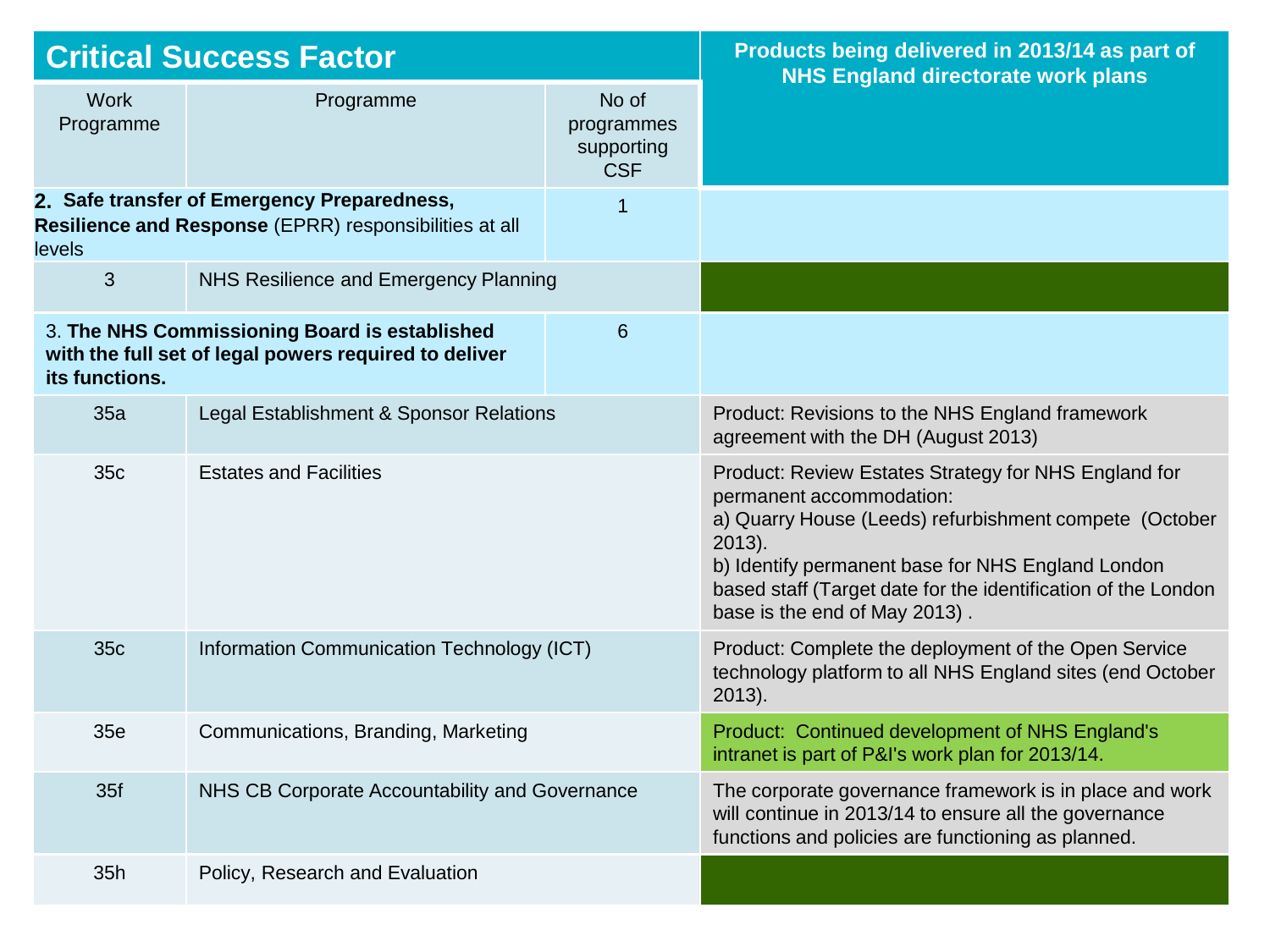| Critical Success Factor | | | Products being delivered in 2013/14 as part of NHS England directorate work plans |
|---|---|---|---|
| Work Programme | Programme | No of programmes supporting CSF | |
| **2. Safe transfer of Emergency Preparedness, Resilience and Response** (EPRR) responsibilities at all levels | | 1 | |
| 3 | NHS Resilience and Emergency Planning | | |
| 3. **The NHS Commissioning Board is established with the full set of legal powers required to deliver its functions.** | | 6 | |
| 35a | Legal Establishment & Sponsor Relations | | Product: Revisions to the NHS England framework agreement with the DH (August 2013) |
| 35c | Estates and Facilities | | Product: Review Estates Strategy for NHS England for permanent accommodation:<br>a) Quarry House (Leeds) refurbishment compete (October 2013).<br>b) Identify permanent base for NHS England London based staff (Target date for the identification of the London base is the end of May 2013) . |
| 35c | Information Communication Technology (ICT) | | Product: Complete the deployment of the Open Service technology platform to all NHS England sites (end October 2013). |
| 35e | Communications, Branding, Marketing | | Product: Continued development of NHS England's intranet is part of P&I's work plan for 2013/14. |
| 35f | NHS CB Corporate Accountability and Governance | | The corporate governance framework is in place and work will continue in 2013/14 to ensure all the governance functions and policies are functioning as planned. |
| 35h | Policy, Research and Evaluation | | |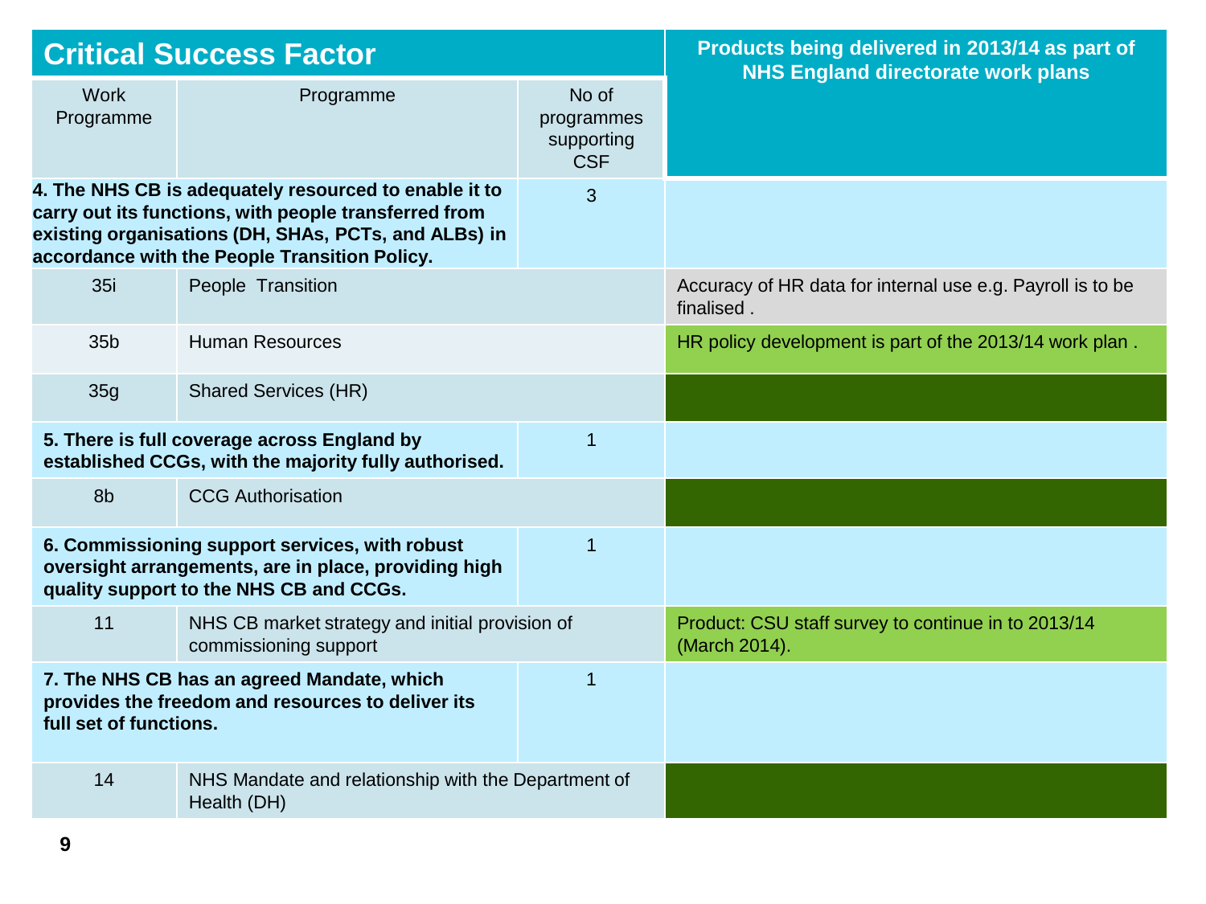| Critical Success Factor | | | Products being delivered in 2013/14 as part of NHS England directorate work plans |
|---|---|---|---|
| Work Programme | Programme | No of programmes supporting CSF | |
| **4. The NHS CB is adequately resourced to enable it to carry out its functions, with people transferred from existing organisations (DH, SHAs, PCTs, and ALBs) in accordance with the People Transition Policy.** | | 3 | |
| 35i | People Transition | | Accuracy of HR data for internal use e.g. Payroll is to be finalised . |
| 35b | Human Resources | | HR policy development is part of the 2013/14 work plan . |
| 35g | Shared Services (HR) | | |
| **5. There is full coverage across England by established CCGs, with the majority fully authorised.** | | 1 | |
| 8b | CCG Authorisation | | |
| **6. Commissioning support services, with robust oversight arrangements, are in place, providing high quality support to the NHS CB and CCGs.** | | 1 | |
| 11 | NHS CB market strategy and initial provision of commissioning support | | Product: CSU staff survey to continue in to 2013/14 (March 2014). |
| **7. The NHS CB has an agreed Mandate, which provides the freedom and resources to deliver its full set of functions.** | | 1 | |
| 14 | NHS Mandate and relationship with the Department of Health (DH) | | |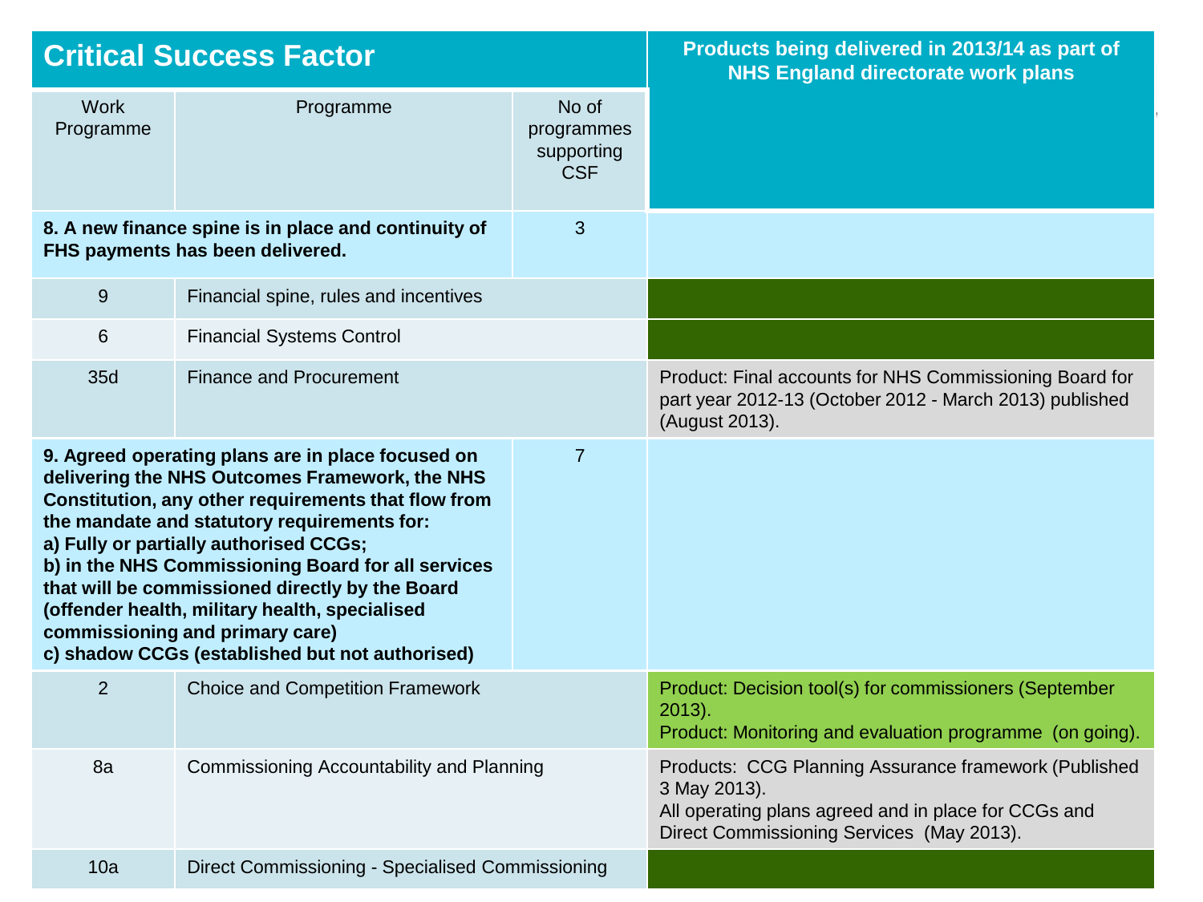| Critical Success Factor | | | Products being delivered in 2013/14 as part of NHS England directorate work plans |
|---|---|---|---|
| Work Programme | Programme | No of programmes supporting CSF | |
| **8. A new finance spine is in place and continuity of FHS payments has been delivered.** | | 3 | |
| 9 | Financial spine, rules and incentives | | |
| 6 | Financial Systems Control | | |
| 35d | Finance and Procurement | | Product: Final accounts for NHS Commissioning Board for part year 2012-13 (October 2012 - March 2013) published (August 2013). |
| **9. Agreed operating plans are in place focused on delivering the NHS Outcomes Framework, the NHS Constitution, any other requirements that flow from the mandate and statutory requirements for:<br>a) Fully or partially authorised CCGs;<br>b) in the NHS Commissioning Board for all services that will be commissioned directly by the Board (offender health, military health, specialised commissioning and primary care)<br>c) shadow CCGs (established but not authorised)** | | 7 | |
| 2 | Choice and Competition Framework | | Product: Decision tool(s) for commissioners (September 2013).<br>Product: Monitoring and evaluation programme (on going). |
| 8a | Commissioning Accountability and Planning | | Products: CCG Planning Assurance framework (Published 3 May 2013).<br>All operating plans agreed and in place for CCGs and Direct Commissioning Services (May 2013). |
| 10a | Direct Commissioning - Specialised Commissioning | | |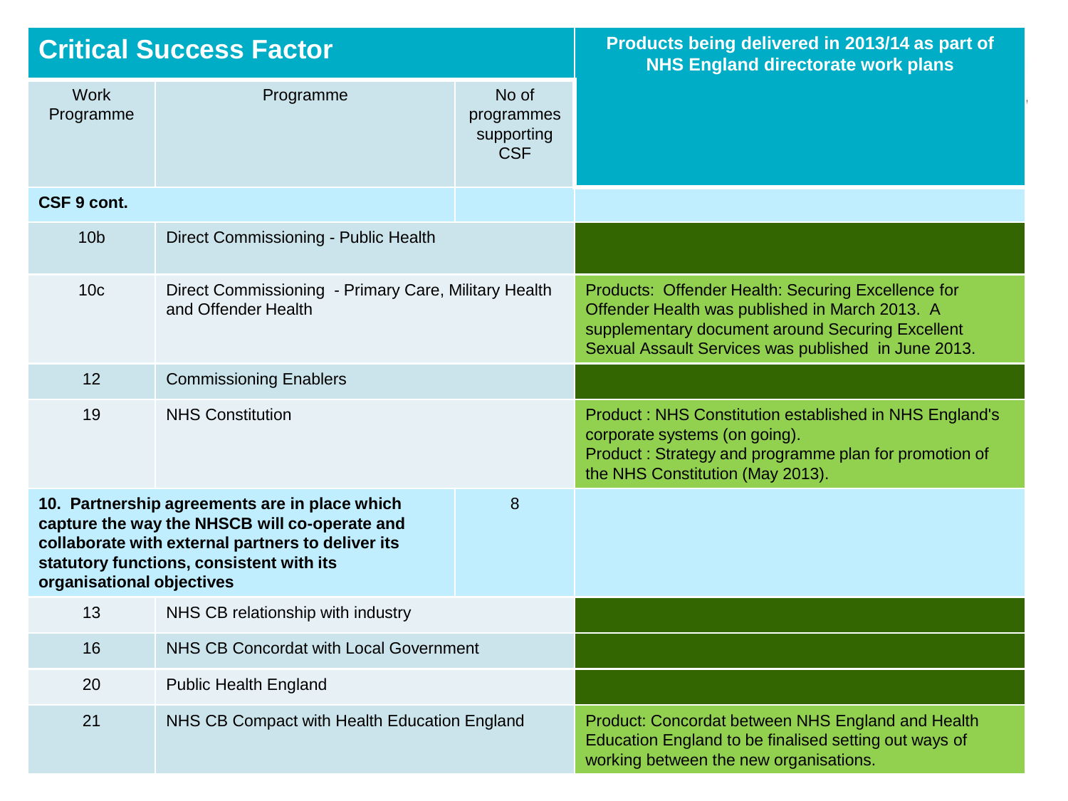| Critical Success Factor | | | Products being delivered in 2013/14 as part of NHS England directorate work plans |
|---|---|---|---|
| Work Programme | Programme | No of programmes supporting CSF | |
| **CSF 9 cont.** | | | |
| 10b | Direct Commissioning - Public Health | | |
| 10c | Direct Commissioning - Primary Care, Military Health and Offender Health | | Products: Offender Health: Securing Excellence for Offender Health was published in March 2013. A supplementary document around Securing Excellent Sexual Assault Services was published in June 2013. |
| 12 | Commissioning Enablers | | |
| 19 | NHS Constitution | | Product : NHS Constitution established in NHS England's corporate systems (on going).<br>Product : Strategy and programme plan for promotion of the NHS Constitution (May 2013). |
| **10. Partnership agreements are in place which capture the way the NHSCB will co-operate and collaborate with external partners to deliver its statutory functions, consistent with its organisational objectives** | | 8 | |
| 13 | NHS CB relationship with industry | | |
| 16 | NHS CB Concordat with Local Government | | |
| 20 | Public Health England | | |
| 21 | NHS CB Compact with Health Education England | | Product: Concordat between NHS England and Health Education England to be finalised setting out ways of working between the new organisations. |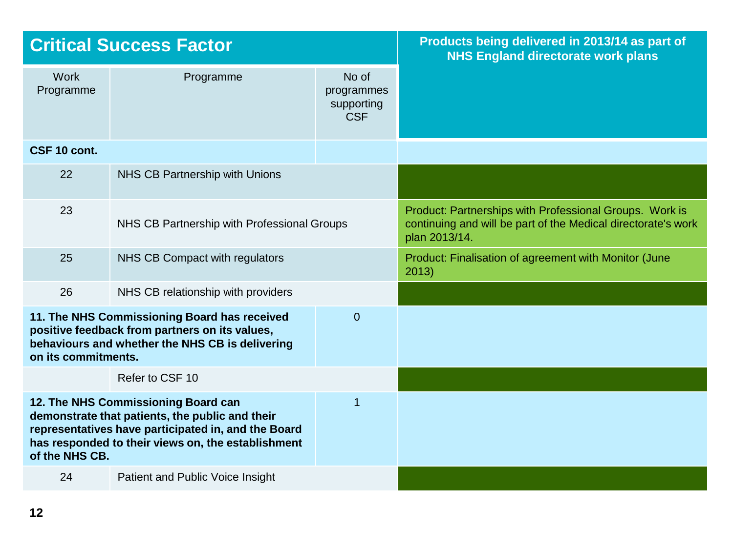| Critical Success Factor | | | Products being delivered in 2013/14 as part of NHS England directorate work plans |
|---|---|---|---|
| Work Programme | Programme | No of programmes supporting CSF | |
| **CSF 10 cont.** | | | |
| 22 | NHS CB Partnership with Unions | | |
| 23 | NHS CB Partnership with Professional Groups | | Product: Partnerships with Professional Groups. Work is continuing and will be part of the Medical directorate's work plan 2013/14. |
| 25 | NHS CB Compact with regulators | | Product: Finalisation of agreement with Monitor (June 2013) |
| 26 | NHS CB relationship with providers | | |
| **11. The NHS Commissioning Board has received positive feedback from partners on its values, behaviours and whether the NHS CB is delivering on its commitments.** | | 0 | |
| | Refer to CSF 10 | | |
| **12. The NHS Commissioning Board can demonstrate that patients, the public and their representatives have participated in, and the Board has responded to their views on, the establishment of the NHS CB.** | | 1 | |
| 24 | Patient and Public Voice Insight | | |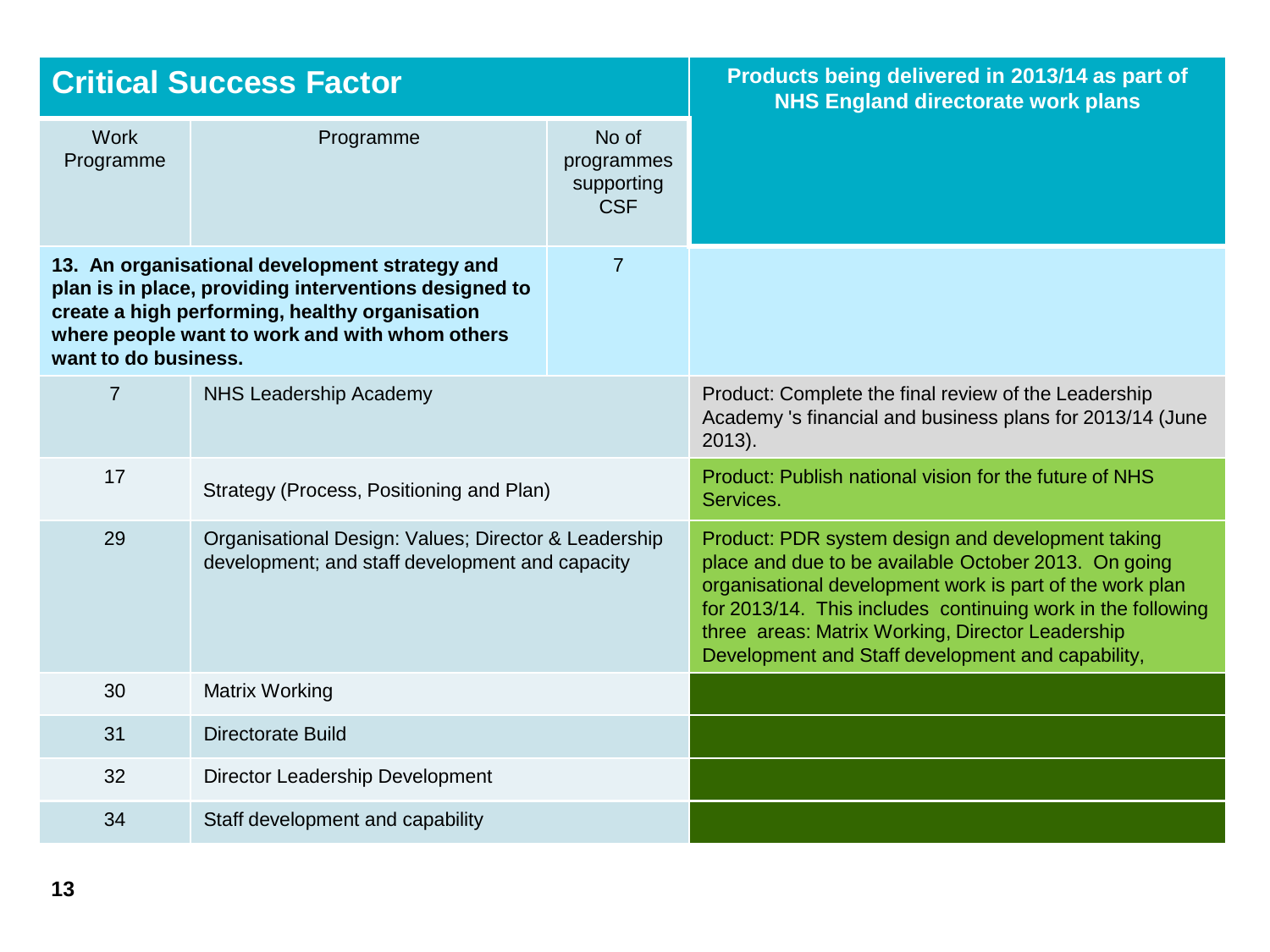| Critical Success Factor | | | Products being delivered in 2013/14 as part of NHS England directorate work plans |
|---|---|---|---|
| Work Programme | Programme | No of programmes supporting CSF | |
| **13. An organisational development strategy and plan is in place, providing interventions designed to create a high performing, healthy organisation where people want to work and with whom others want to do business.** | | 7 | |
| 7 | NHS Leadership Academy | | Product: Complete the final review of the Leadership Academy 's financial and business plans for 2013/14 (June 2013). |
| 17 | Strategy (Process, Positioning and Plan) | | Product: Publish national vision for the future of NHS Services. |
| 29 | Organisational Design: Values; Director & Leadership development; and staff development and capacity | | Product: PDR system design and development taking place and due to be available October 2013. On going organisational development work is part of the work plan for 2013/14. This includes continuing work in the following three areas: Matrix Working, Director Leadership Development and Staff development and capability, |
| 30 | Matrix Working | | |
| 31 | Directorate Build | | |
| 32 | Director Leadership Development | | |
| 34 | Staff development and capability | | |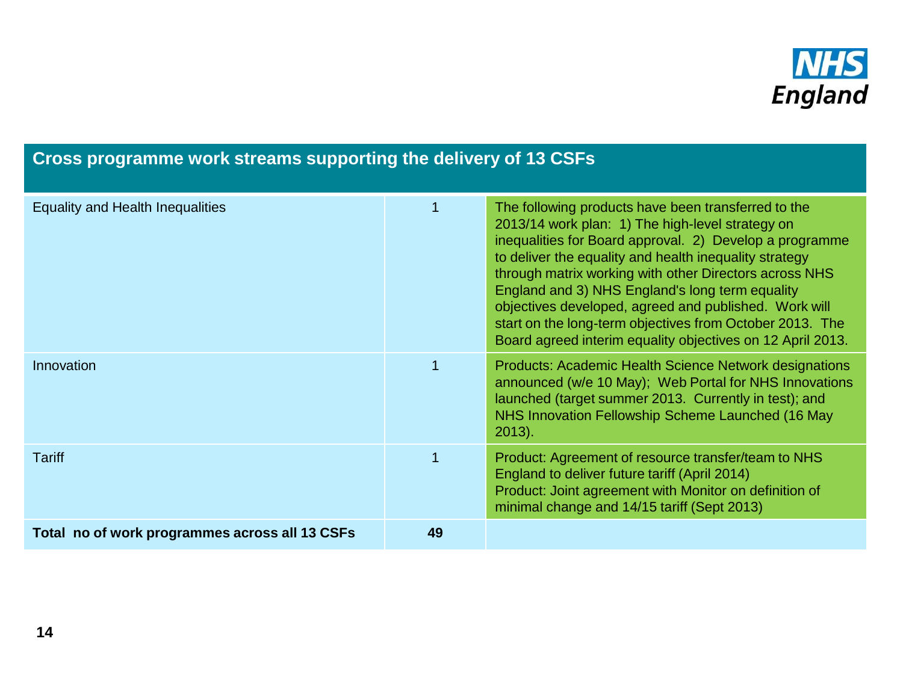## Cross programme work streams supporting the delivery of 13 CSFs

| | | |
|---|---|---|
| Equality and Health Inequalities | 1 | The following products have been transferred to the 2013/14 work plan: 1) The high-level strategy on inequalities for Board approval. 2) Develop a programme to deliver the equality and health inequality strategy through matrix working with other Directors across NHS England and 3) NHS England's long term equality objectives developed, agreed and published. Work will start on the long-term objectives from October 2013. The Board agreed interim equality objectives on 12 April 2013. |
| Innovation | 1 | Products: Academic Health Science Network designations announced (w/e 10 May); Web Portal for NHS Innovations launched (target summer 2013. Currently in test); and NHS Innovation Fellowship Scheme Launched (16 May 2013). |
| Tariff | 1 | Product: Agreement of resource transfer/team to NHS England to deliver future tariff (April 2014)<br>Product: Joint agreement with Monitor on definition of minimal change and 14/15 tariff (Sept 2013) |
| **Total no of work programmes across all 13 CSFs** | **49** | |